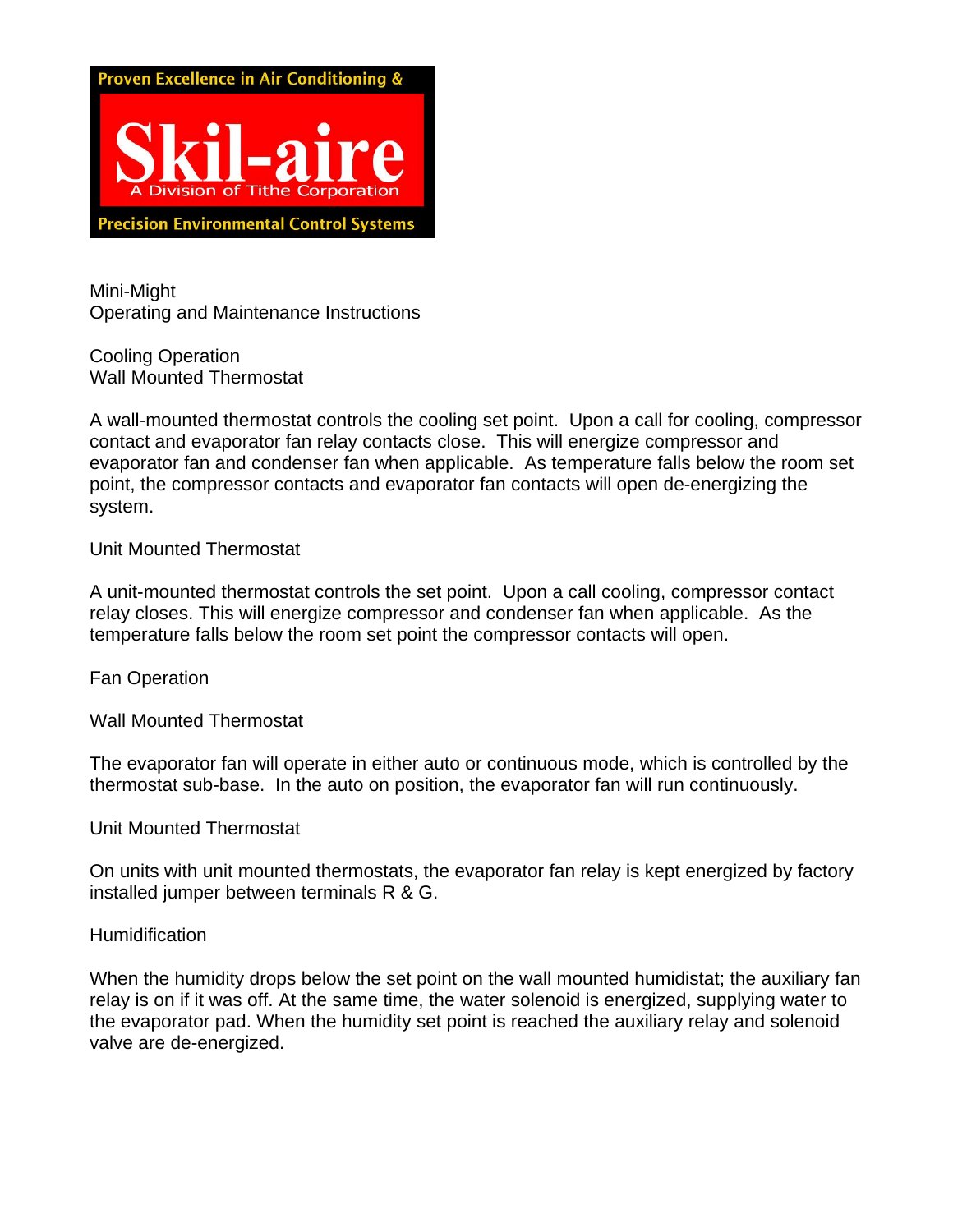Proven Excellence in Air Conditioning &

# Skil-aire

A Division of Tithe Corporation

Precision Environmental Control Systems

Mini-Might
Operating and Maintenance Instructions

## Cooling Operation

### Wall Mounted Thermostat

A wall-mounted thermostat controls the cooling set point. Upon a call for cooling, compressor contact and evaporator fan relay contacts close. This will energize compressor and evaporator fan and condenser fan when applicable. As temperature falls below the room set point, the compressor contacts and evaporator fan contacts will open de-energizing the system.

### Unit Mounted Thermostat

A unit-mounted thermostat controls the set point. Upon a call cooling, compressor contact relay closes. This will energize compressor and condenser fan when applicable. As the temperature falls below the room set point the compressor contacts will open.

## Fan Operation

### Wall Mounted Thermostat

The evaporator fan will operate in either auto or continuous mode, which is controlled by the thermostat sub-base. In the auto on position, the evaporator fan will run continuously.

### Unit Mounted Thermostat

On units with unit mounted thermostats, the evaporator fan relay is kept energized by factory installed jumper between terminals R & G.

## Humidification

When the humidity drops below the set point on the wall mounted humidistat; the auxiliary fan relay is on if it was off. At the same time, the water solenoid is energized, supplying water to the evaporator pad. When the humidity set point is reached the auxiliary relay and solenoid valve are de-energized.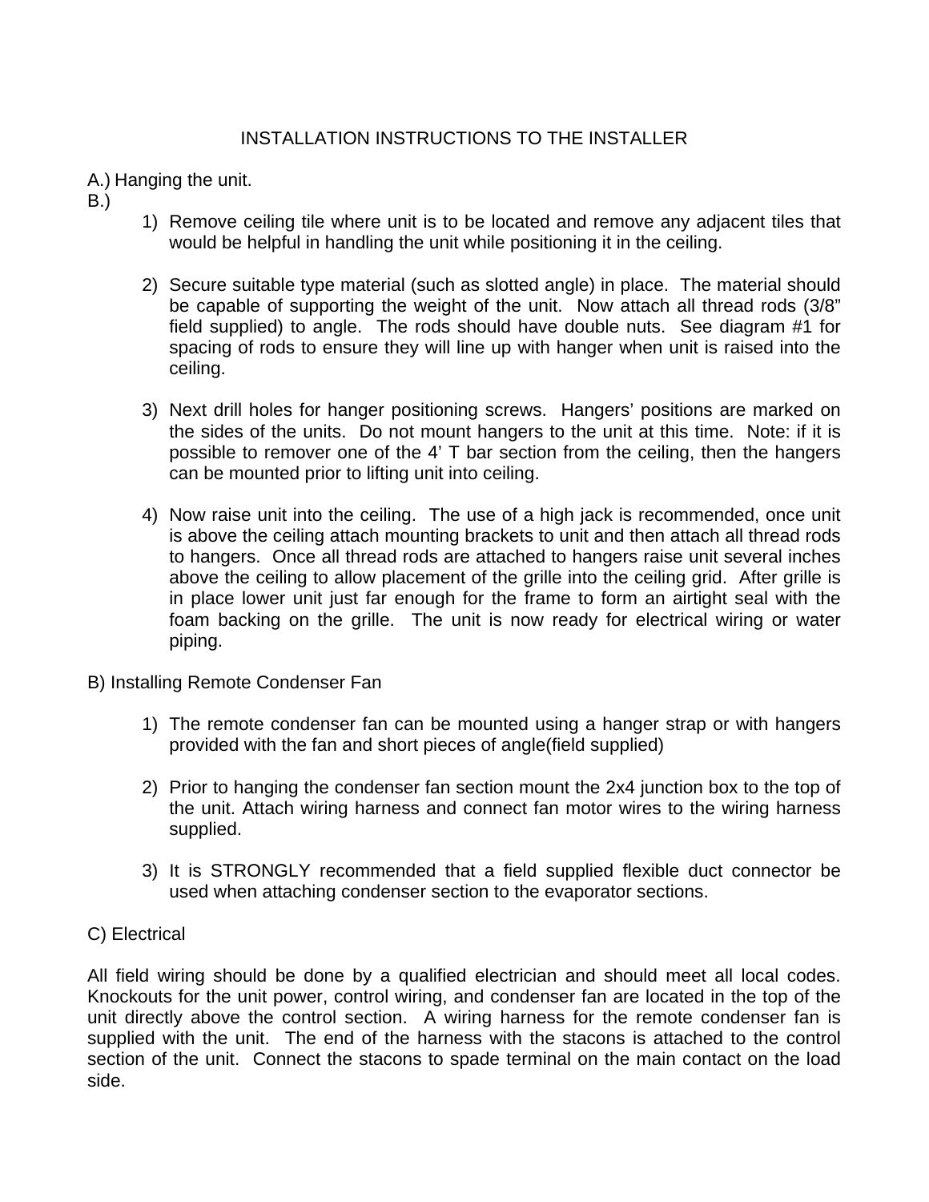# INSTALLATION INSTRUCTIONS TO THE INSTALLER

A.) Hanging the unit.

B.)

1) Remove ceiling tile where unit is to be located and remove any adjacent tiles that would be helpful in handling the unit while positioning it in the ceiling.

2) Secure suitable type material (such as slotted angle) in place. The material should be capable of supporting the weight of the unit. Now attach all thread rods (3/8" field supplied) to angle. The rods should have double nuts. See diagram #1 for spacing of rods to ensure they will line up with hanger when unit is raised into the ceiling.

3) Next drill holes for hanger positioning screws. Hangers' positions are marked on the sides of the units. Do not mount hangers to the unit at this time. Note: if it is possible to remover one of the 4' T bar section from the ceiling, then the hangers can be mounted prior to lifting unit into ceiling.

4) Now raise unit into the ceiling. The use of a high jack is recommended, once unit is above the ceiling attach mounting brackets to unit and then attach all thread rods to hangers. Once all thread rods are attached to hangers raise unit several inches above the ceiling to allow placement of the grille into the ceiling grid. After grille is in place lower unit just far enough for the frame to form an airtight seal with the foam backing on the grille. The unit is now ready for electrical wiring or water piping.

B) Installing Remote Condenser Fan

1) The remote condenser fan can be mounted using a hanger strap or with hangers provided with the fan and short pieces of angle(field supplied)

2) Prior to hanging the condenser fan section mount the 2x4 junction box to the top of the unit. Attach wiring harness and connect fan motor wires to the wiring harness supplied.

3) It is STRONGLY recommended that a field supplied flexible duct connector be used when attaching condenser section to the evaporator sections.

C) Electrical

All field wiring should be done by a qualified electrician and should meet all local codes. Knockouts for the unit power, control wiring, and condenser fan are located in the top of the unit directly above the control section. A wiring harness for the remote condenser fan is supplied with the unit. The end of the harness with the stacons is attached to the control section of the unit. Connect the stacons to spade terminal on the main contact on the load side.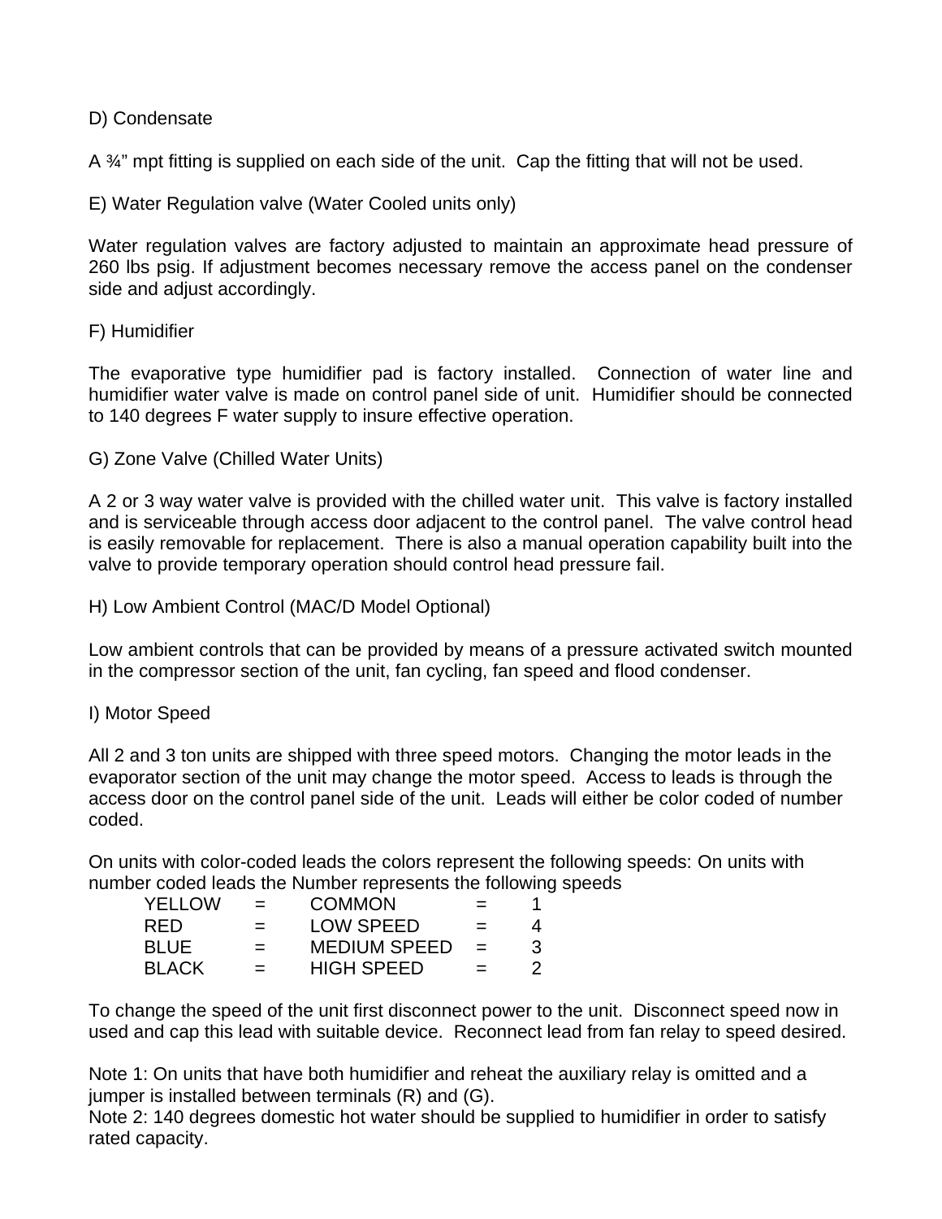D) Condensate

A ¾" mpt fitting is supplied on each side of the unit. Cap the fitting that will not be used.

E) Water Regulation valve (Water Cooled units only)

Water regulation valves are factory adjusted to maintain an approximate head pressure of 260 lbs psig. If adjustment becomes necessary remove the access panel on the condenser side and adjust accordingly.

F) Humidifier

The evaporative type humidifier pad is factory installed. Connection of water line and humidifier water valve is made on control panel side of unit. Humidifier should be connected to 140 degrees F water supply to insure effective operation.

G) Zone Valve (Chilled Water Units)

A 2 or 3 way water valve is provided with the chilled water unit. This valve is factory installed and is serviceable through access door adjacent to the control panel. The valve control head is easily removable for replacement. There is also a manual operation capability built into the valve to provide temporary operation should control head pressure fail.

H) Low Ambient Control (MAC/D Model Optional)

Low ambient controls that can be provided by means of a pressure activated switch mounted in the compressor section of the unit, fan cycling, fan speed and flood condenser.

I) Motor Speed

All 2 and 3 ton units are shipped with three speed motors. Changing the motor leads in the evaporator section of the unit may change the motor speed. Access to leads is through the access door on the control panel side of the unit. Leads will either be color coded of number coded.

On units with color-coded leads the colors represent the following speeds: On units with number coded leads the Number represents the following speeds

| | | | | |
|---|---|---|---|---|
| YELLOW | = | COMMON | = | 1 |
| RED | = | LOW SPEED | = | 4 |
| BLUE | = | MEDIUM SPEED | = | 3 |
| BLACK | = | HIGH SPEED | = | 2 |

To change the speed of the unit first disconnect power to the unit. Disconnect speed now in used and cap this lead with suitable device. Reconnect lead from fan relay to speed desired.

Note 1: On units that have both humidifier and reheat the auxiliary relay is omitted and a jumper is installed between terminals (R) and (G).
Note 2: 140 degrees domestic hot water should be supplied to humidifier in order to satisfy rated capacity.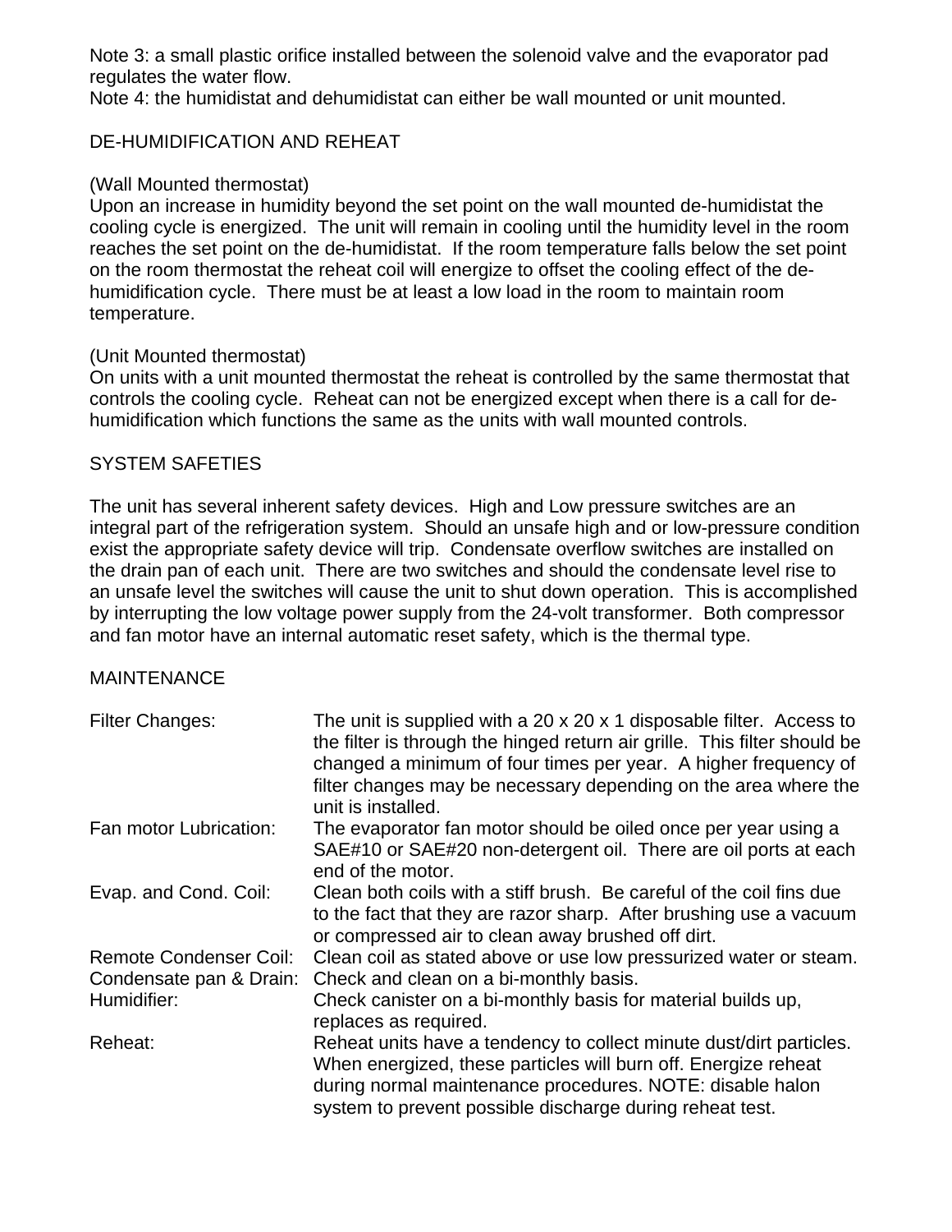Note 3: a small plastic orifice installed between the solenoid valve and the evaporator pad regulates the water flow.
Note 4: the humidistat and dehumidistat can either be wall mounted or unit mounted.

## DE-HUMIDIFICATION AND REHEAT

(Wall Mounted thermostat)
Upon an increase in humidity beyond the set point on the wall mounted de-humidistat the cooling cycle is energized. The unit will remain in cooling until the humidity level in the room reaches the set point on the de-humidistat. If the room temperature falls below the set point on the room thermostat the reheat coil will energize to offset the cooling effect of the de-humidification cycle. There must be at least a low load in the room to maintain room temperature.

(Unit Mounted thermostat)
On units with a unit mounted thermostat the reheat is controlled by the same thermostat that controls the cooling cycle. Reheat can not be energized except when there is a call for de-humidification which functions the same as the units with wall mounted controls.

## SYSTEM SAFETIES

The unit has several inherent safety devices. High and Low pressure switches are an integral part of the refrigeration system. Should an unsafe high and or low-pressure condition exist the appropriate safety device will trip. Condensate overflow switches are installed on the drain pan of each unit. There are two switches and should the condensate level rise to an unsafe level the switches will cause the unit to shut down operation. This is accomplished by interrupting the low voltage power supply from the 24-volt transformer. Both compressor and fan motor have an internal automatic reset safety, which is the thermal type.

## MAINTENANCE

| | |
|---|---|
| Filter Changes: | The unit is supplied with a 20 x 20 x 1 disposable filter. Access to the filter is through the hinged return air grille. This filter should be changed a minimum of four times per year. A higher frequency of filter changes may be necessary depending on the area where the unit is installed. |
| Fan motor Lubrication: | The evaporator fan motor should be oiled once per year using a SAE#10 or SAE#20 non-detergent oil. There are oil ports at each end of the motor. |
| Evap. and Cond. Coil: | Clean both coils with a stiff brush. Be careful of the coil fins due to the fact that they are razor sharp. After brushing use a vacuum or compressed air to clean away brushed off dirt. |
| Remote Condenser Coil: | Clean coil as stated above or use low pressurized water or steam. |
| Condensate pan & Drain: | Check and clean on a bi-monthly basis. |
| Humidifier: | Check canister on a bi-monthly basis for material builds up, replaces as required. |
| Reheat: | Reheat units have a tendency to collect minute dust/dirt particles. When energized, these particles will burn off. Energize reheat during normal maintenance procedures. NOTE: disable halon system to prevent possible discharge during reheat test. |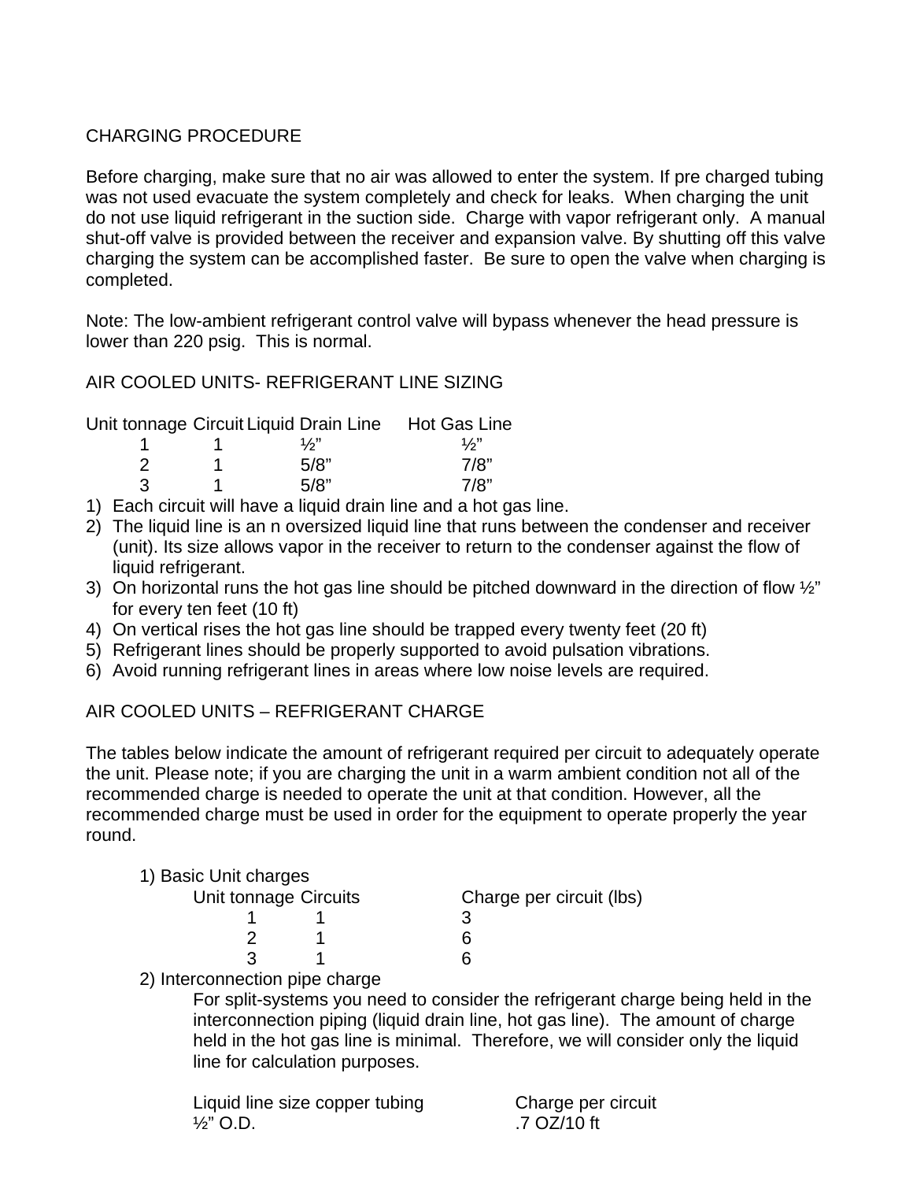## CHARGING PROCEDURE

Before charging, make sure that no air was allowed to enter the system. If pre charged tubing was not used evacuate the system completely and check for leaks. When charging the unit do not use liquid refrigerant in the suction side. Charge with vapor refrigerant only. A manual shut-off valve is provided between the receiver and expansion valve. By shutting off this valve charging the system can be accomplished faster. Be sure to open the valve when charging is completed.

Note: The low-ambient refrigerant control valve will bypass whenever the head pressure is lower than 220 psig. This is normal.

## AIR COOLED UNITS- REFRIGERANT LINE SIZING

| Unit tonnage | Circuit | Liquid Drain Line | Hot Gas Line |
|---|---|---|---|
| 1 | 1 | ½" | ½" |
| 2 | 1 | 5/8" | 7/8" |
| 3 | 1 | 5/8" | 7/8" |

1) Each circuit will have a liquid drain line and a hot gas line.
2) The liquid line is an n oversized liquid line that runs between the condenser and receiver (unit). Its size allows vapor in the receiver to return to the condenser against the flow of liquid refrigerant.
3) On horizontal runs the hot gas line should be pitched downward in the direction of flow ½" for every ten feet (10 ft)
4) On vertical rises the hot gas line should be trapped every twenty feet (20 ft)
5) Refrigerant lines should be properly supported to avoid pulsation vibrations.
6) Avoid running refrigerant lines in areas where low noise levels are required.

## AIR COOLED UNITS – REFRIGERANT CHARGE

The tables below indicate the amount of refrigerant required per circuit to adequately operate the unit. Please note; if you are charging the unit in a warm ambient condition not all of the recommended charge is needed to operate the unit at that condition. However, all the recommended charge must be used in order for the equipment to operate properly the year round.

1) Basic Unit charges

| Unit tonnage | Circuits | Charge per circuit (lbs) |
|---|---|---|
| 1 | 1 | 3 |
| 2 | 1 | 6 |
| 3 | 1 | 6 |

2) Interconnection pipe charge

For split-systems you need to consider the refrigerant charge being held in the interconnection piping (liquid drain line, hot gas line). The amount of charge held in the hot gas line is minimal. Therefore, we will consider only the liquid line for calculation purposes.

| Liquid line size copper tubing | Charge per circuit |
|---|---|
| ½" O.D. | .7 OZ/10 ft |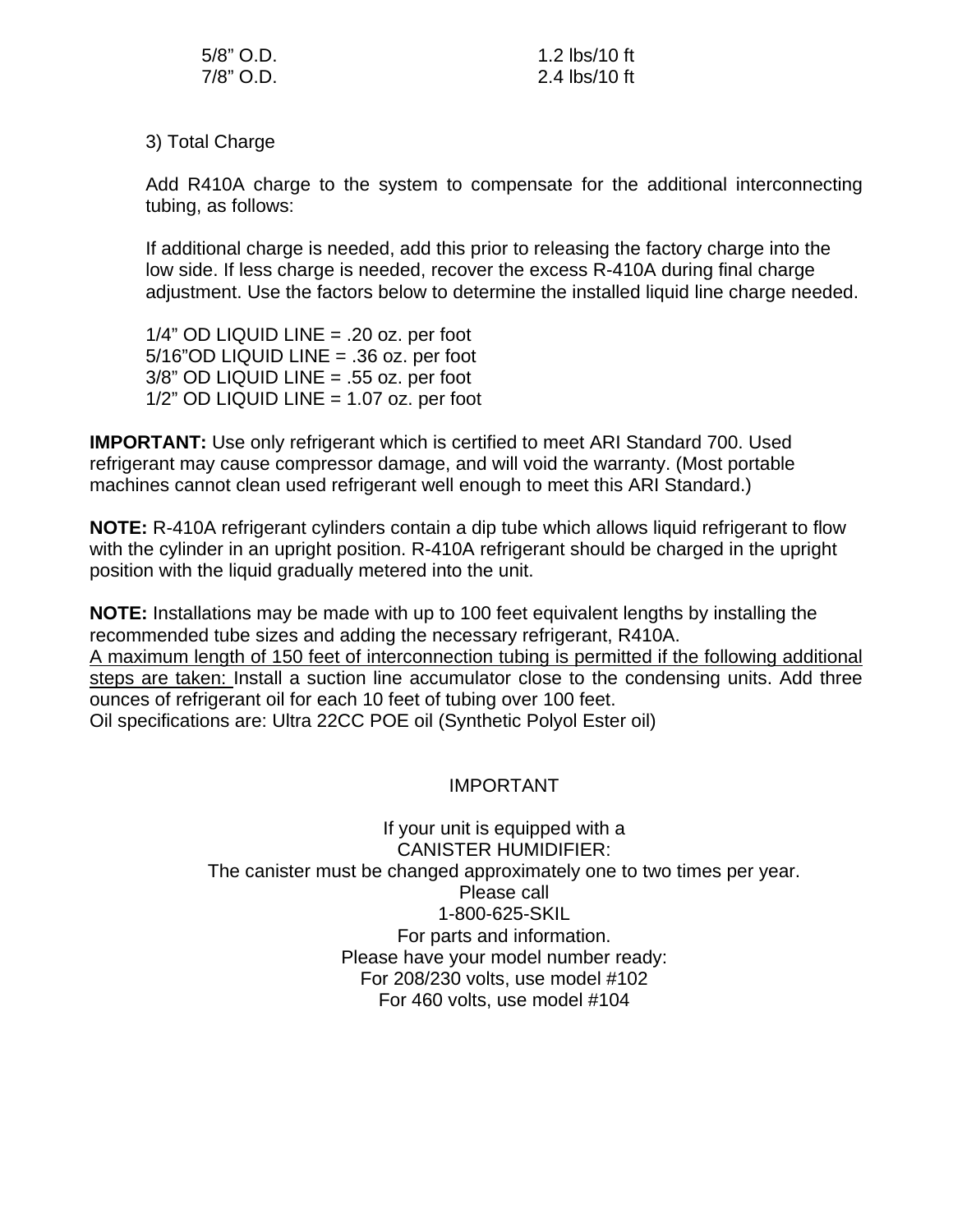| | |
|---|---|
| 5/8" O.D. | 1.2 lbs/10 ft |
| 7/8" O.D. | 2.4 lbs/10 ft |

3) Total Charge

Add R410A charge to the system to compensate for the additional interconnecting tubing, as follows:

If additional charge is needed, add this prior to releasing the factory charge into the low side. If less charge is needed, recover the excess R-410A during final charge adjustment. Use the factors below to determine the installed liquid line charge needed.

1/4" OD LIQUID LINE = .20 oz. per foot
5/16"OD LIQUID LINE = .36 oz. per foot
3/8" OD LIQUID LINE = .55 oz. per foot
1/2" OD LIQUID LINE = 1.07 oz. per foot

**IMPORTANT:** Use only refrigerant which is certified to meet ARI Standard 700. Used refrigerant may cause compressor damage, and will void the warranty. (Most portable machines cannot clean used refrigerant well enough to meet this ARI Standard.)

**NOTE:** R-410A refrigerant cylinders contain a dip tube which allows liquid refrigerant to flow with the cylinder in an upright position. R-410A refrigerant should be charged in the upright position with the liquid gradually metered into the unit.

**NOTE:** Installations may be made with up to 100 feet equivalent lengths by installing the recommended tube sizes and adding the necessary refrigerant, R410A.
<u>A maximum length of 150 feet of interconnection tubing is permitted if the following additional steps are taken:</u> Install a suction line accumulator close to the condensing units. Add three ounces of refrigerant oil for each 10 feet of tubing over 100 feet.
Oil specifications are: Ultra 22CC POE oil (Synthetic Polyol Ester oil)

IMPORTANT

If your unit is equipped with a
CANISTER HUMIDIFIER:
The canister must be changed approximately one to two times per year.
Please call
1-800-625-SKIL
For parts and information.
Please have your model number ready:
For 208/230 volts, use model #102
For 460 volts, use model #104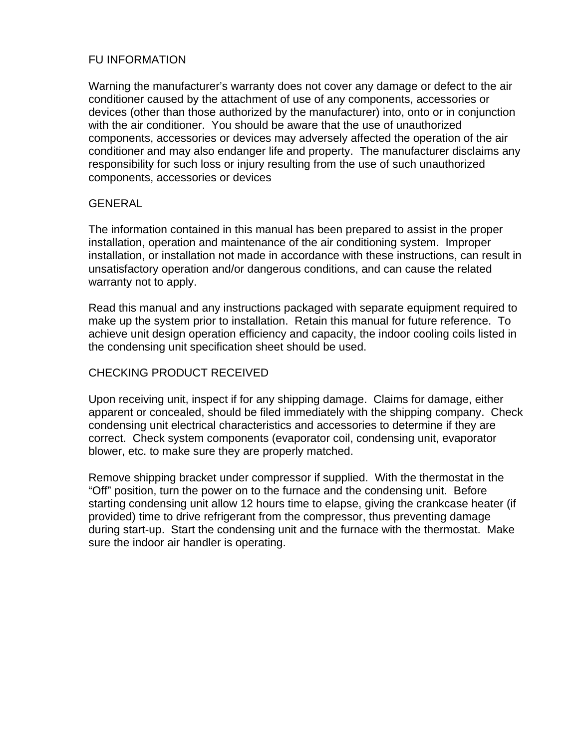## FU INFORMATION

Warning the manufacturer's warranty does not cover any damage or defect to the air conditioner caused by the attachment of use of any components, accessories or devices (other than those authorized by the manufacturer) into, onto or in conjunction with the air conditioner. You should be aware that the use of unauthorized components, accessories or devices may adversely affected the operation of the air conditioner and may also endanger life and property. The manufacturer disclaims any responsibility for such loss or injury resulting from the use of such unauthorized components, accessories or devices

## GENERAL

The information contained in this manual has been prepared to assist in the proper installation, operation and maintenance of the air conditioning system. Improper installation, or installation not made in accordance with these instructions, can result in unsatisfactory operation and/or dangerous conditions, and can cause the related warranty not to apply.

Read this manual and any instructions packaged with separate equipment required to make up the system prior to installation. Retain this manual for future reference. To achieve unit design operation efficiency and capacity, the indoor cooling coils listed in the condensing unit specification sheet should be used.

## CHECKING PRODUCT RECEIVED

Upon receiving unit, inspect if for any shipping damage. Claims for damage, either apparent or concealed, should be filed immediately with the shipping company. Check condensing unit electrical characteristics and accessories to determine if they are correct. Check system components (evaporator coil, condensing unit, evaporator blower, etc. to make sure they are properly matched.

Remove shipping bracket under compressor if supplied. With the thermostat in the "Off" position, turn the power on to the furnace and the condensing unit. Before starting condensing unit allow 12 hours time to elapse, giving the crankcase heater (if provided) time to drive refrigerant from the compressor, thus preventing damage during start-up. Start the condensing unit and the furnace with the thermostat. Make sure the indoor air handler is operating.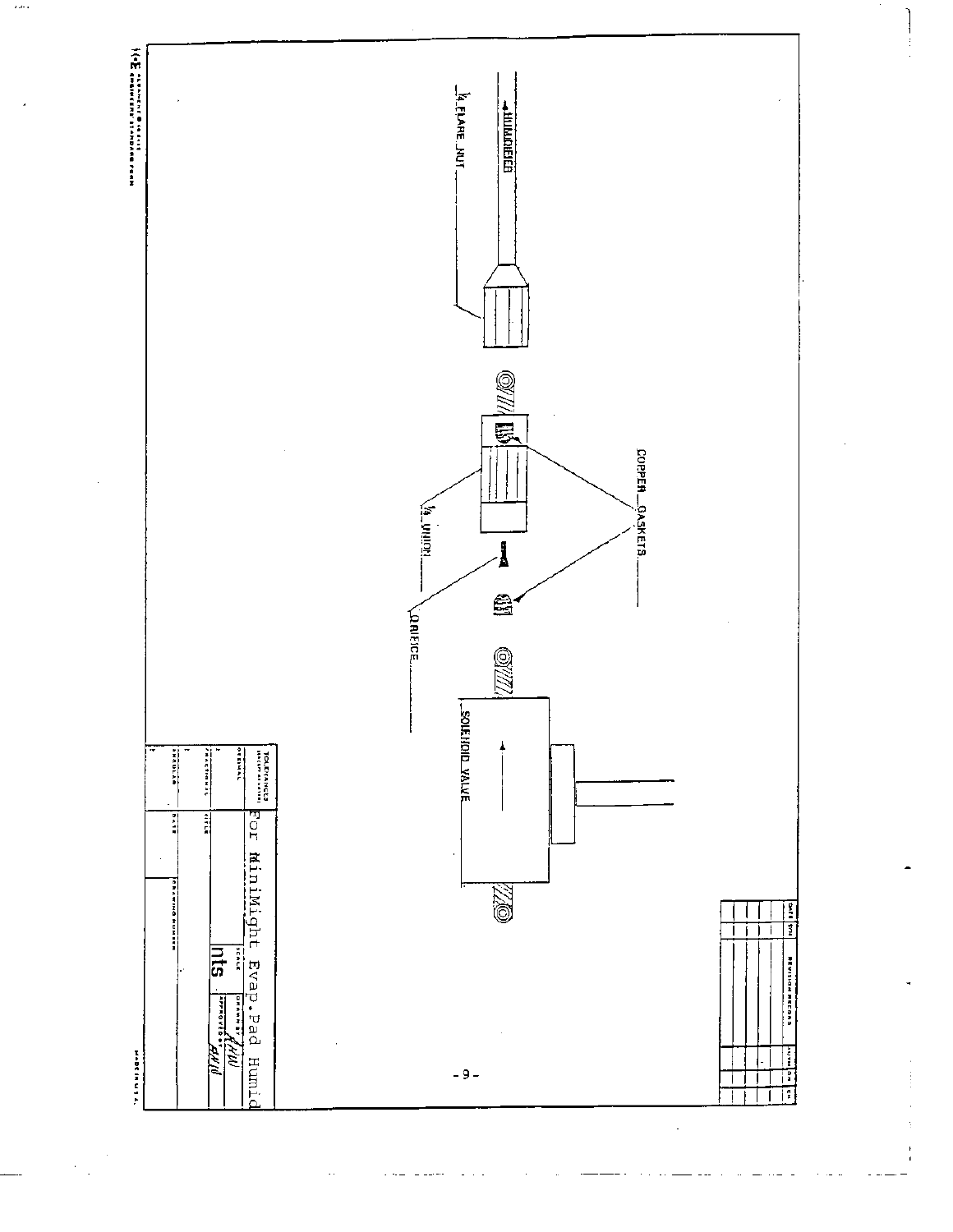HUMIDIFIER

1/4 FLARE NUT

COPPER GASKETS

1/4 UNION

ORIFICE

SOLENOID VALVE

| TOLERANCES (EXCEPT AS NOTED) | For MiniMight Evap.Pad Humid | | |
|---|---|---|---|
| DECIMAL | TITLE | SCALE | DRAWN BY |
| FRACTIONAL | | nts | APPROVED BY |
| ANGULAR | DATE | DRAWING NUMBER | |

| DATE | SYM | REVISION RECORD | AUTH | DR | CH |
|---|---|---|---|---|---|
| | | | | | |
| | | | | | |
| | | | | | |
| | | | | | |
| | | | | | |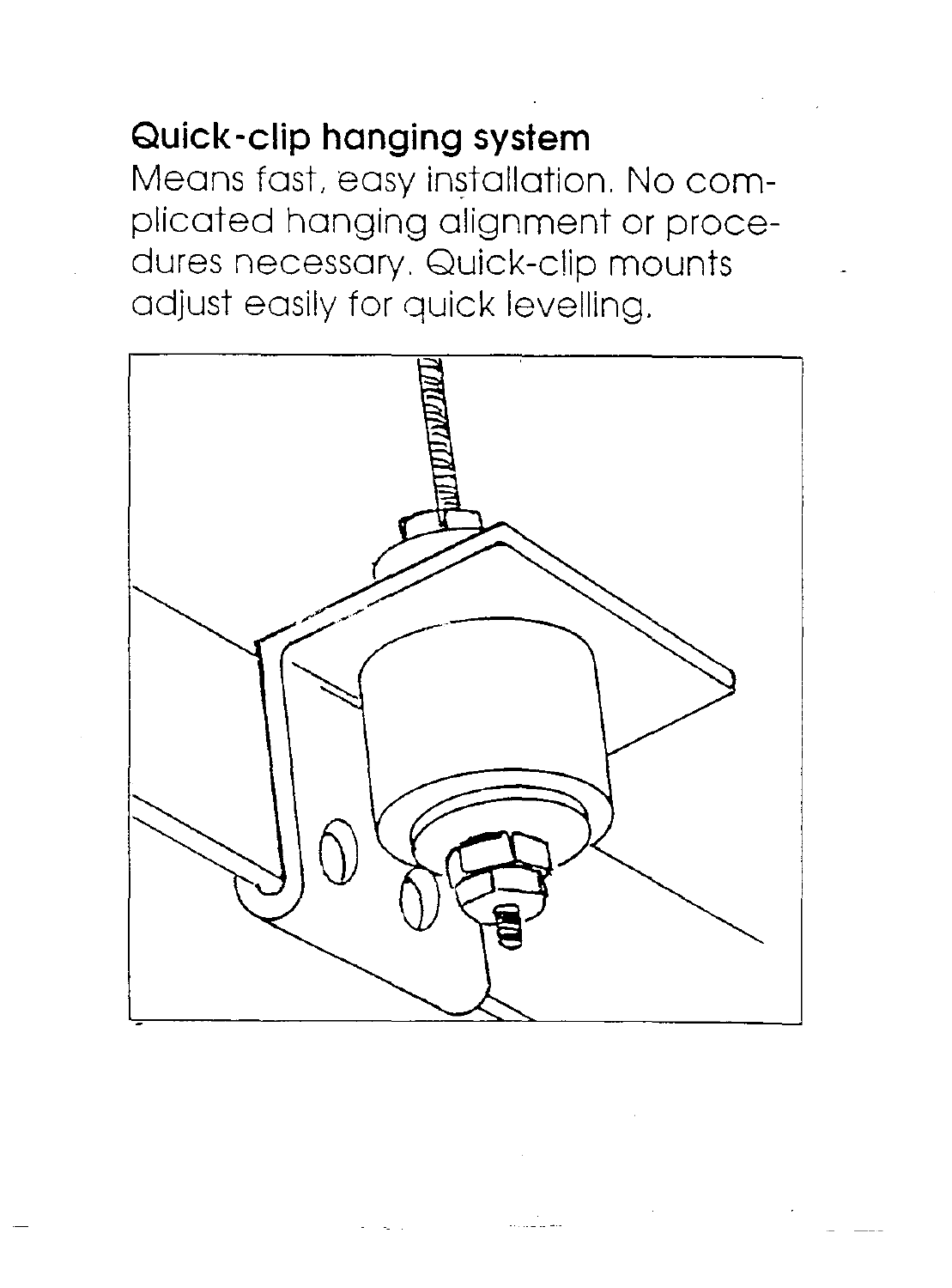## Quick-clip hanging system

Means fast, easy installation. No complicated hanging alignment or procedures necessary. Quick-clip mounts adjust easily for quick levelling.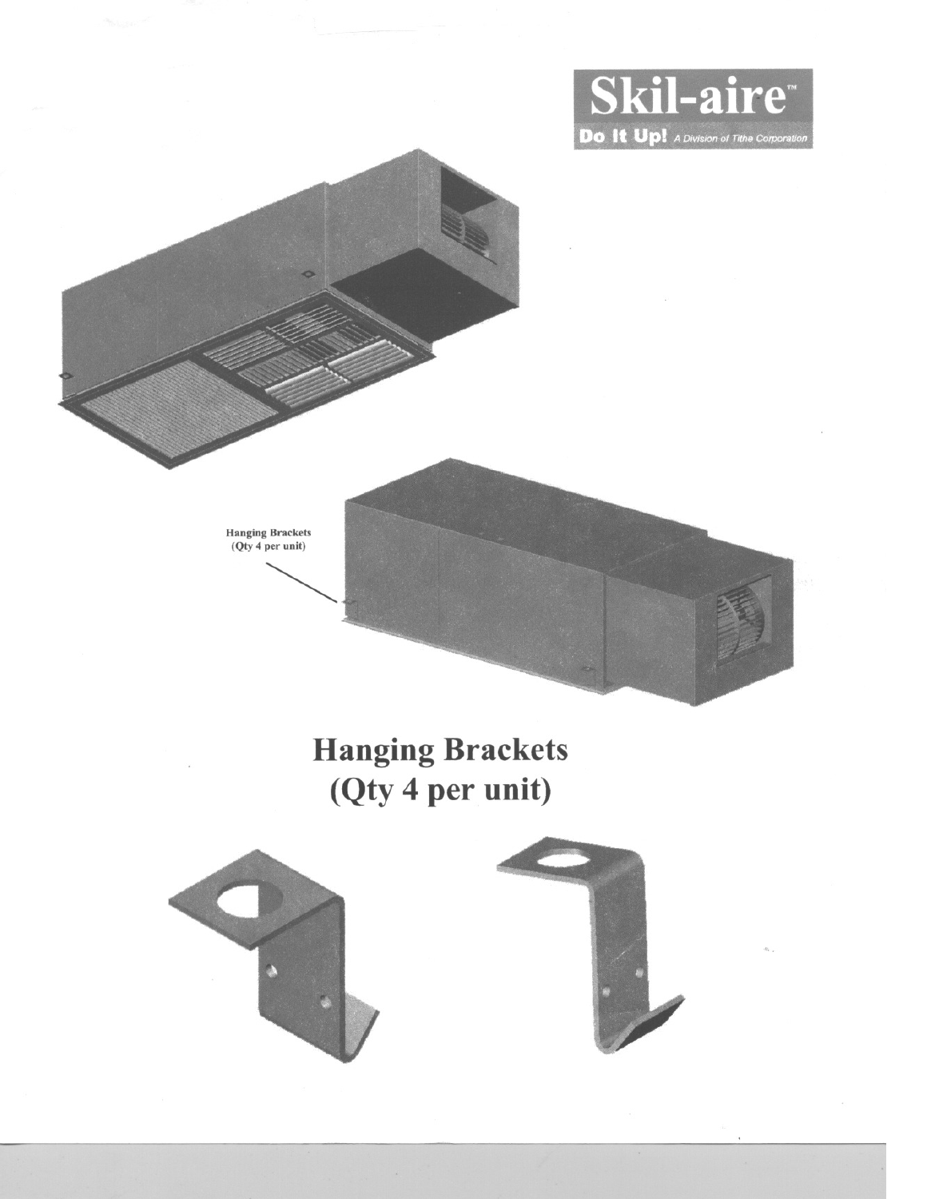Skil-aire™

Do It Up! A Division of Tithe Corporation

Hanging Brackets
(Qty 4 per unit)

# Hanging Brackets (Qty 4 per unit)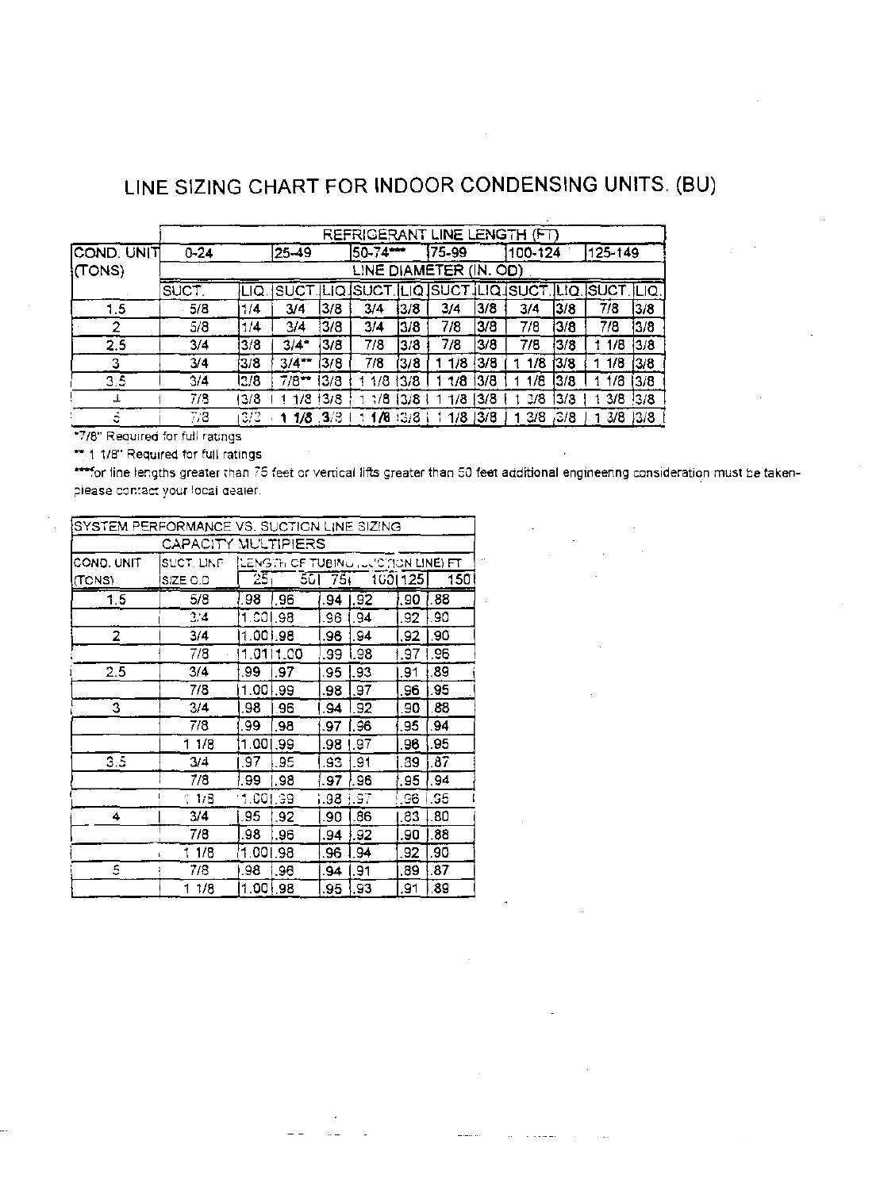# LINE SIZING CHART FOR INDOOR CONDENSING UNITS. (BU)

| COND. UNIT (TONS) | REFRIGERANT LINE LENGTH (FT) | | | | | | | | | | | |
|---|---|---|---|---|---|---|---|---|---|---|---|---|
| | 0-24 | | 25-49 | | 50-74*** | | 75-99 | | 100-124 | | 125-149 | |
| | LINE DIAMETER (IN. OD) | | | | | | | | | | | |
| | SUCT. | LIQ. | SUCT. | LIQ. | SUCT. | LIQ. | SUCT. | LIQ. | SUCT. | LIQ. | SUCT. | LIQ. |
| 1.5 | 5/8 | 1/4 | 3/4 | 3/8 | 3/4 | 3/8 | 3/4 | 3/8 | 3/4 | 3/8 | 7/8 | 3/8 |
| 2 | 5/8 | 1/4 | 3/4 | 3/8 | 3/4 | 3/8 | 7/8 | 3/8 | 7/8 | 3/8 | 7/8 | 3/8 |
| 2.5 | 3/4 | 3/8 | 3/4* | 3/8 | 7/8 | 3/8 | 7/8 | 3/8 | 7/8 | 3/8 | 1 1/8 | 3/8 |
| 3 | 3/4 | 3/8 | 3/4** | 3/8 | 7/8 | 3/8 | 1 1/8 | 3/8 | 1 1/8 | 3/8 | 1 1/8 | 3/8 |
| 3.5 | 3/4 | 3/8 | 7/8** | 3/8 | 1 1/8 | 3/8 | 1 1/8 | 3/8 | 1 1/8 | 3/8 | 1 1/8 | 3/8 |
| 4 | 7/8 | 3/8 | 1 1/8 | 3/8 | 1 1/8 | 3/8 | 1 1/8 | 3/8 | 1 3/8 | 3/8 | 1 3/8 | 3/8 |
| 5 | 7/8 | 3/8 | **1 1/8** | 3/8 | **1 1/8** | 3/8 | 1 1/8 | 3/8 | 1 3/8 | 3/8 | 1 3/8 | 3/8 |

*7/8" Required for full ratings

** 1 1/8" Required for full ratings

***for line lengths greater than 75 feet or vertical lifts greater than 50 feet additional engineering consideration must be taken-please contact your local dealer.

| SYSTEM PERFORMANCE VS. SUCTION LINE SIZING | | | | | | | |
|---|---|---|---|---|---|---|---|
| CAPACITY MULTIPLIERS | | | | | | | |
| COND. UNIT (TONS) | SUCT. LINE SIZE O.D | LENGTH OF TUBING (SUCTION LINE) FT | | | | | |
| | | 25 | 50 | 75 | 100 | 125 | 150 |
| 1.5 | 5/8 | .98 | .96 | .94 | .92 | .90 | .88 |
| | 3/4 | 1.00 | .98 | .96 | .94 | .92 | .90 |
| 2 | 3/4 | 1.00 | .98 | .96 | .94 | .92 | .90 |
| | 7/8 | 1.01 | 1.00 | .99 | .98 | .97 | .96 |
| 2.5 | 3/4 | .99 | .97 | .95 | .93 | .91 | .89 |
| | 7/8 | 1.00 | .99 | .98 | .97 | .96 | .95 |
| 3 | 3/4 | .98 | .96 | .94 | .92 | .90 | .88 |
| | 7/8 | .99 | .98 | .97 | .96 | .95 | .94 |
| | 1 1/8 | 1.00 | .99 | .98 | .97 | .96 | .95 |
| 3.5 | 3/4 | .97 | .95 | .93 | .91 | .89 | .87 |
| | 7/8 | .99 | .98 | .97 | .96 | .95 | .94 |
| | 1 1/8 | 1.00 | .99 | .98 | .97 | .96 | .95 |
| 4 | 3/4 | .95 | .92 | .90 | .86 | .83 | .80 |
| | 7/8 | .98 | .96 | .94 | .92 | .90 | .88 |
| | 1 1/8 | 1.00 | .98 | .96 | .94 | .92 | .90 |
| 5 | 7/8 | .98 | .96 | .94 | .91 | .89 | .87 |
| | 1 1/8 | 1.00 | .98 | .95 | .93 | .91 | .89 |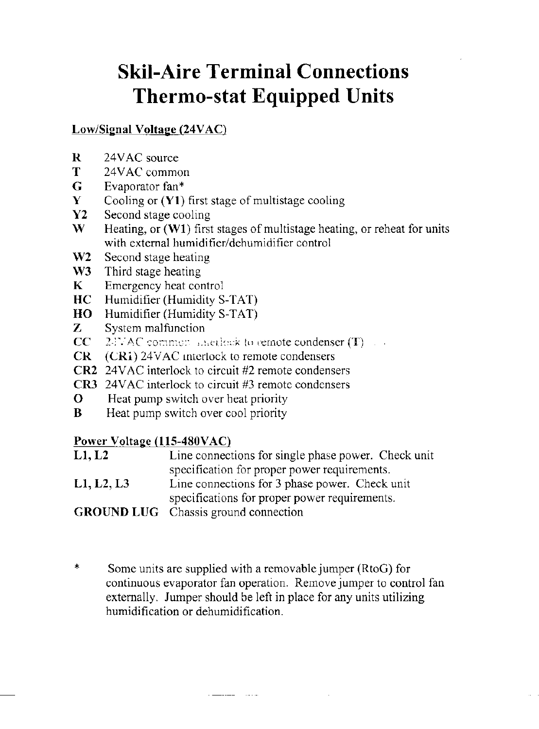# Skil-Aire Terminal Connections
# Thermo-stat Equipped Units

## Low/Signal Voltage (24VAC)

| Terminal | Description |
| --- | --- |
| **R** | 24VAC source |
| **T** | 24VAC common |
| **G** | Evaporator fan* |
| **Y** | Cooling or (**Y1**) first stage of multistage cooling |
| **Y2** | Second stage cooling |
| **W** | Heating, or (**W1**) first stages of multistage heating, or reheat for units with external humidifier/dehumidifier control |
| **W2** | Second stage heating |
| **W3** | Third stage heating |
| **K** | Emergency heat control |
| **HC** | Humidifier (Humidity S-TAT) |
| **HO** | Humidifier (Humidity S-TAT) |
| **Z** | System malfunction |
| **CC** | 24VAC common interlock to remote condenser (T) |
| **CR** | (CR1) 24VAC interlock to remote condensers |
| **CR2** | 24VAC interlock to circuit #2 remote condensers |
| **CR3** | 24VAC interlock to circuit #3 remote condensers |
| **O** | Heat pump switch over heat priority |
| **B** | Heat pump switch over cool priority |

## Power Voltage (115-480VAC)

| Terminal | Description |
| --- | --- |
| **L1, L2** | Line connections for single phase power. Check unit specification for proper power requirements. |
| **L1, L2, L3** | Line connections for 3 phase power. Check unit specifications for proper power requirements. |
| **GROUND LUG** | Chassis ground connection |

\* Some units are supplied with a removable jumper (RtoG) for continuous evaporator fan operation. Remove jumper to control fan externally. Jumper should be left in place for any units utilizing humidification or dehumidification.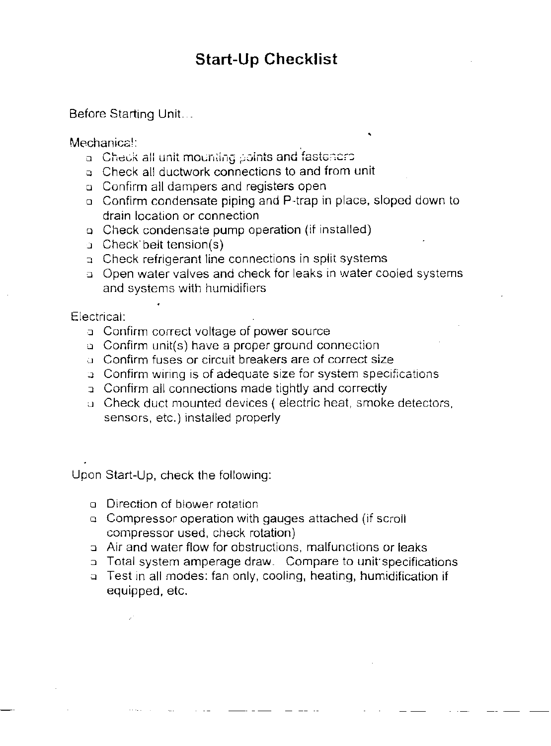// Start-Up Checklist

Before Starting Unit...

Mechanical:

- ❑ Check all unit mounting points and fasteners
- ❑ Check all ductwork connections to and from unit
- ❑ Confirm all dampers and registers open
- ❑ Confirm condensate piping and P-trap in place, sloped down to drain location or connection
- ❑ Check condensate pump operation (if installed)
- ❑ Check belt tension(s)
- ❑ Check refrigerant line connections in split systems
- ❑ Open water valves and check for leaks in water cooled systems and systems with humidifiers

Electrical:

- ❑ Confirm correct voltage of power source
- ❑ Confirm unit(s) have a proper ground connection
- ❑ Confirm fuses or circuit breakers are of correct size
- ❑ Confirm wiring is of adequate size for system specifications
- ❑ Confirm all connections made tightly and correctly
- ❑ Check duct mounted devices ( electric heat, smoke detectors, sensors, etc.) installed properly

Upon Start-Up, check the following:

- ❑ Direction of blower rotation
- ❑ Compressor operation with gauges attached (if scroll compressor used, check rotation)
- ❑ Air and water flow for obstructions, malfunctions or leaks
- ❑ Total system amperage draw. Compare to unit specifications
- ❑ Test in all modes: fan only, cooling, heating, humidification if equipped, etc.

# Start-Up Checklist

Before Starting Unit...

Mechanical:

- ❑ Check all unit mounting points and fasteners
- ❑ Check all ductwork connections to and from unit
- ❑ Confirm all dampers and registers open
- ❑ Confirm condensate piping and P-trap in place, sloped down to drain location or connection
- ❑ Check condensate pump operation (if installed)
- ❑ Check belt tension(s)
- ❑ Check refrigerant line connections in split systems
- ❑ Open water valves and check for leaks in water cooled systems and systems with humidifiers

Electrical:

- ❑ Confirm correct voltage of power source
- ❑ Confirm unit(s) have a proper ground connection
- ❑ Confirm fuses or circuit breakers are of correct size
- ❑ Confirm wiring is of adequate size for system specifications
- ❑ Confirm all connections made tightly and correctly
- ❑ Check duct mounted devices ( electric heat, smoke detectors, sensors, etc.) installed properly

Upon Start-Up, check the following:

- ❑ Direction of blower rotation
- ❑ Compressor operation with gauges attached (if scroll compressor used, check rotation)
- ❑ Air and water flow for obstructions, malfunctions or leaks
- ❑ Total system amperage draw. Compare to unit specifications
- ❑ Test in all modes: fan only, cooling, heating, humidification if equipped, etc.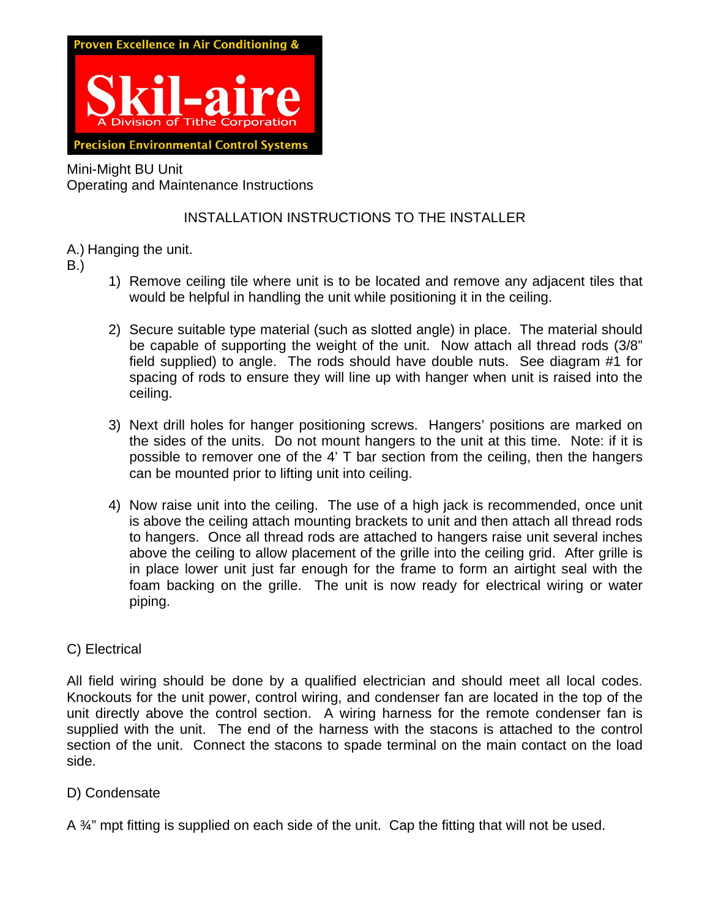Proven Excellence in Air Conditioning &

**Skil-aire**

A Division of Tithe Corporation

Precision Environmental Control Systems

Mini-Might BU Unit
Operating and Maintenance Instructions

## INSTALLATION INSTRUCTIONS TO THE INSTALLER

A.) Hanging the unit.
B.)

1) Remove ceiling tile where unit is to be located and remove any adjacent tiles that would be helpful in handling the unit while positioning it in the ceiling.

2) Secure suitable type material (such as slotted angle) in place. The material should be capable of supporting the weight of the unit. Now attach all thread rods (3/8" field supplied) to angle. The rods should have double nuts. See diagram #1 for spacing of rods to ensure they will line up with hanger when unit is raised into the ceiling.

3) Next drill holes for hanger positioning screws. Hangers' positions are marked on the sides of the units. Do not mount hangers to the unit at this time. Note: if it is possible to remover one of the 4' T bar section from the ceiling, then the hangers can be mounted prior to lifting unit into ceiling.

4) Now raise unit into the ceiling. The use of a high jack is recommended, once unit is above the ceiling attach mounting brackets to unit and then attach all thread rods to hangers. Once all thread rods are attached to hangers raise unit several inches above the ceiling to allow placement of the grille into the ceiling grid. After grille is in place lower unit just far enough for the frame to form an airtight seal with the foam backing on the grille. The unit is now ready for electrical wiring or water piping.

C) Electrical

All field wiring should be done by a qualified electrician and should meet all local codes. Knockouts for the unit power, control wiring, and condenser fan are located in the top of the unit directly above the control section. A wiring harness for the remote condenser fan is supplied with the unit. The end of the harness with the stacons is attached to the control section of the unit. Connect the stacons to spade terminal on the main contact on the load side.

D) Condensate

A ¾" mpt fitting is supplied on each side of the unit. Cap the fitting that will not be used.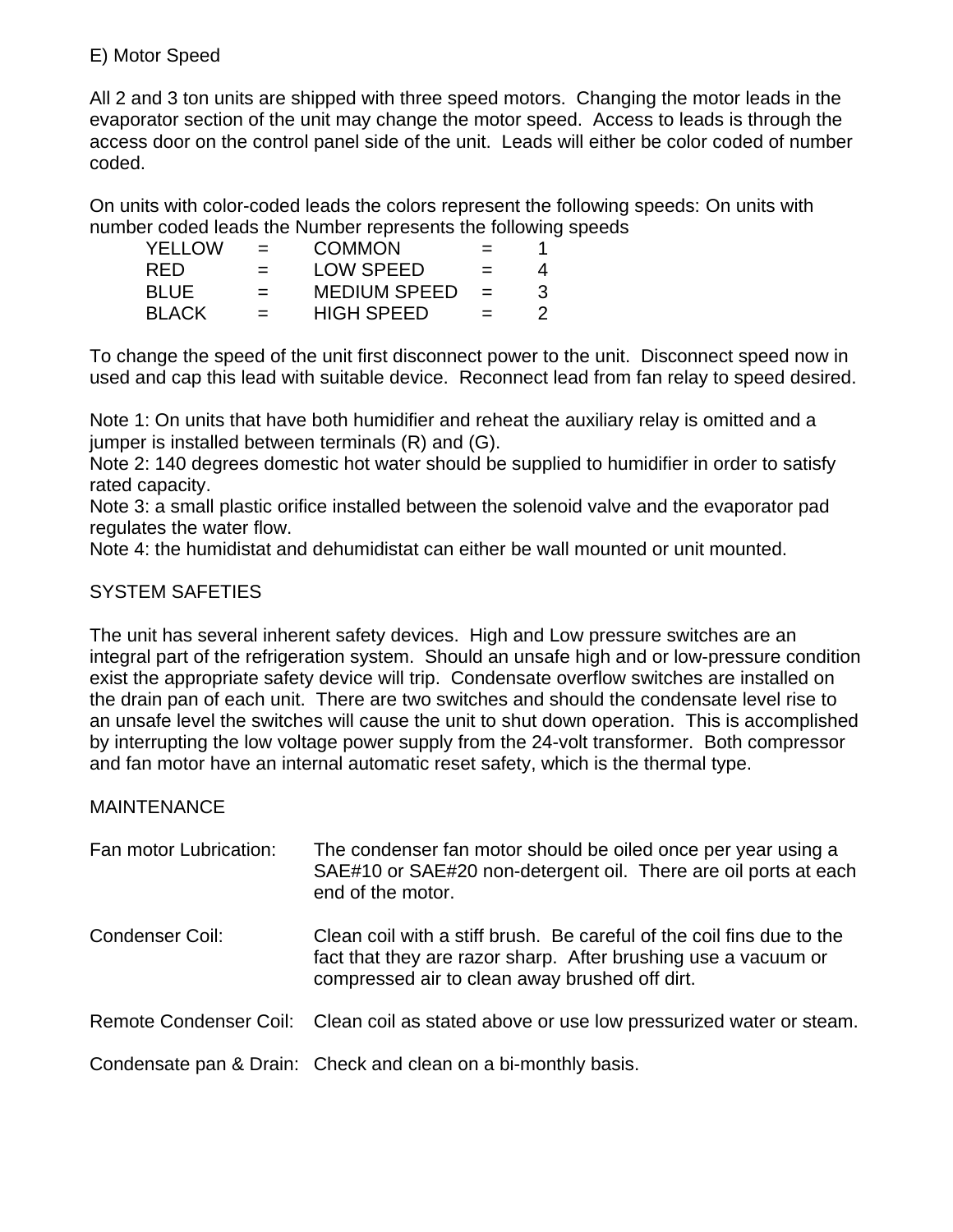E) Motor Speed

All 2 and 3 ton units are shipped with three speed motors. Changing the motor leads in the evaporator section of the unit may change the motor speed. Access to leads is through the access door on the control panel side of the unit. Leads will either be color coded of number coded.

On units with color-coded leads the colors represent the following speeds: On units with number coded leads the Number represents the following speeds

| | | | | |
|---|---|---|---|---|
| YELLOW | = | COMMON | = | 1 |
| RED | = | LOW SPEED | = | 4 |
| BLUE | = | MEDIUM SPEED | = | 3 |
| BLACK | = | HIGH SPEED | = | 2 |

To change the speed of the unit first disconnect power to the unit. Disconnect speed now in used and cap this lead with suitable device. Reconnect lead from fan relay to speed desired.

Note 1: On units that have both humidifier and reheat the auxiliary relay is omitted and a jumper is installed between terminals (R) and (G).
Note 2: 140 degrees domestic hot water should be supplied to humidifier in order to satisfy rated capacity.
Note 3: a small plastic orifice installed between the solenoid valve and the evaporator pad regulates the water flow.
Note 4: the humidistat and dehumidistat can either be wall mounted or unit mounted.

SYSTEM SAFETIES

The unit has several inherent safety devices. High and Low pressure switches are an integral part of the refrigeration system. Should an unsafe high and or low-pressure condition exist the appropriate safety device will trip. Condensate overflow switches are installed on the drain pan of each unit. There are two switches and should the condensate level rise to an unsafe level the switches will cause the unit to shut down operation. This is accomplished by interrupting the low voltage power supply from the 24-volt transformer. Both compressor and fan motor have an internal automatic reset safety, which is the thermal type.

MAINTENANCE

| | |
|---|---|
| Fan motor Lubrication: | The condenser fan motor should be oiled once per year using a SAE#10 or SAE#20 non-detergent oil. There are oil ports at each end of the motor. |
| Condenser Coil: | Clean coil with a stiff brush. Be careful of the coil fins due to the fact that they are razor sharp. After brushing use a vacuum or compressed air to clean away brushed off dirt. |
| Remote Condenser Coil: | Clean coil as stated above or use low pressurized water or steam. |
| Condensate pan & Drain: | Check and clean on a bi-monthly basis. |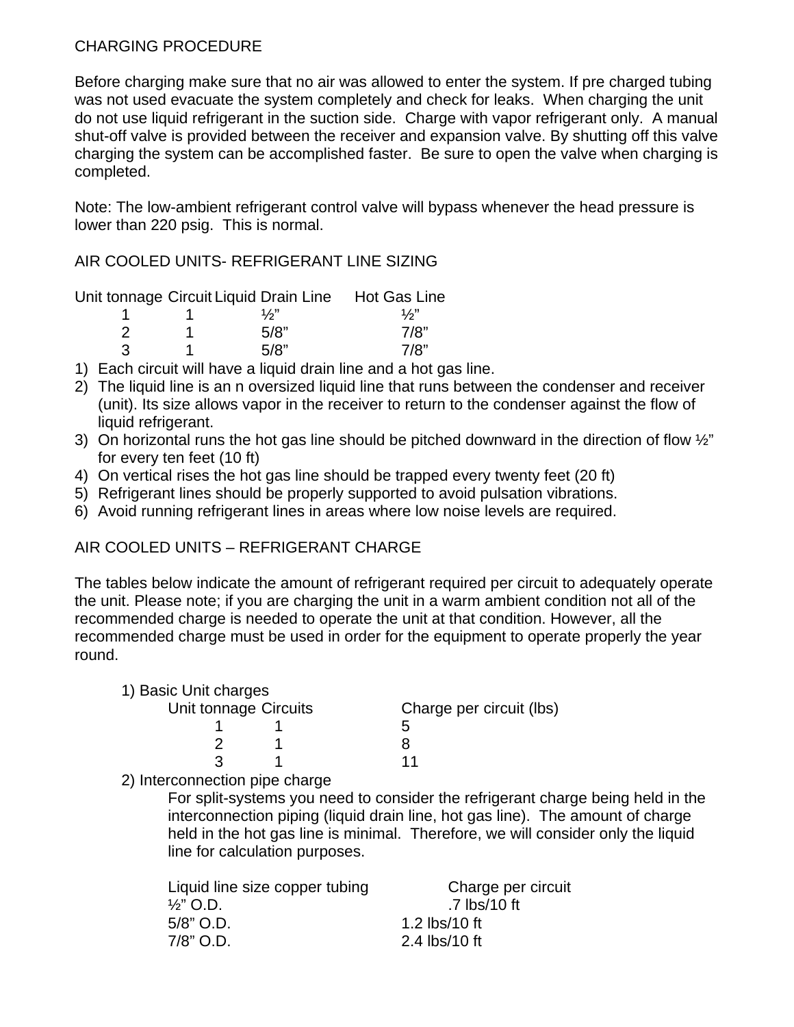CHARGING PROCEDURE

Before charging make sure that no air was allowed to enter the system. If pre charged tubing was not used evacuate the system completely and check for leaks. When charging the unit do not use liquid refrigerant in the suction side. Charge with vapor refrigerant only. A manual shut-off valve is provided between the receiver and expansion valve. By shutting off this valve charging the system can be accomplished faster. Be sure to open the valve when charging is completed.

Note: The low-ambient refrigerant control valve will bypass whenever the head pressure is lower than 220 psig. This is normal.

AIR COOLED UNITS- REFRIGERANT LINE SIZING

| Unit tonnage | Circuit | Liquid Drain Line | Hot Gas Line |
|---|---|---|---|
| 1 | 1 | ½” | ½” |
| 2 | 1 | 5/8” | 7/8” |
| 3 | 1 | 5/8” | 7/8” |

1) Each circuit will have a liquid drain line and a hot gas line.
2) The liquid line is an n oversized liquid line that runs between the condenser and receiver (unit). Its size allows vapor in the receiver to return to the condenser against the flow of liquid refrigerant.
3) On horizontal runs the hot gas line should be pitched downward in the direction of flow ½” for every ten feet (10 ft)
4) On vertical rises the hot gas line should be trapped every twenty feet (20 ft)
5) Refrigerant lines should be properly supported to avoid pulsation vibrations.
6) Avoid running refrigerant lines in areas where low noise levels are required.

AIR COOLED UNITS – REFRIGERANT CHARGE

The tables below indicate the amount of refrigerant required per circuit to adequately operate the unit. Please note; if you are charging the unit in a warm ambient condition not all of the recommended charge is needed to operate the unit at that condition. However, all the recommended charge must be used in order for the equipment to operate properly the year round.

1) Basic Unit charges

| Unit tonnage | Circuits | Charge per circuit (lbs) |
|---|---|---|
| 1 | 1 | 5 |
| 2 | 1 | 8 |
| 3 | 1 | 11 |

2) Interconnection pipe charge

For split-systems you need to consider the refrigerant charge being held in the interconnection piping (liquid drain line, hot gas line). The amount of charge held in the hot gas line is minimal. Therefore, we will consider only the liquid line for calculation purposes.

| Liquid line size copper tubing | Charge per circuit |
|---|---|
| ½” O.D. | .7 lbs/10 ft |
| 5/8” O.D. | 1.2 lbs/10 ft |
| 7/8” O.D. | 2.4 lbs/10 ft |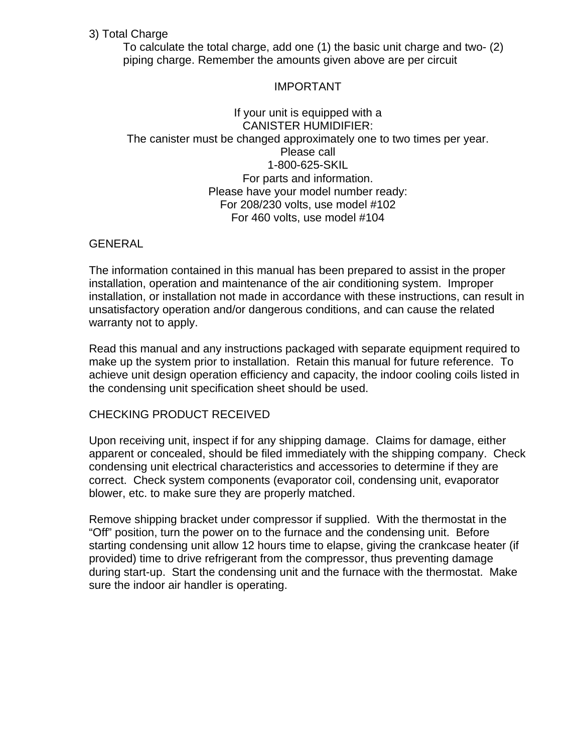3) Total Charge

To calculate the total charge, add one (1) the basic unit charge and two- (2) piping charge. Remember the amounts given above are per circuit

IMPORTANT

If your unit is equipped with a
CANISTER HUMIDIFIER:
The canister must be changed approximately one to two times per year.
Please call
1-800-625-SKIL
For parts and information.
Please have your model number ready:
For 208/230 volts, use model #102
For 460 volts, use model #104

## GENERAL

The information contained in this manual has been prepared to assist in the proper installation, operation and maintenance of the air conditioning system. Improper installation, or installation not made in accordance with these instructions, can result in unsatisfactory operation and/or dangerous conditions, and can cause the related warranty not to apply.

Read this manual and any instructions packaged with separate equipment required to make up the system prior to installation. Retain this manual for future reference. To achieve unit design operation efficiency and capacity, the indoor cooling coils listed in the condensing unit specification sheet should be used.

## CHECKING PRODUCT RECEIVED

Upon receiving unit, inspect if for any shipping damage. Claims for damage, either apparent or concealed, should be filed immediately with the shipping company. Check condensing unit electrical characteristics and accessories to determine if they are correct. Check system components (evaporator coil, condensing unit, evaporator blower, etc. to make sure they are properly matched.

Remove shipping bracket under compressor if supplied. With the thermostat in the “Off” position, turn the power on to the furnace and the condensing unit. Before starting condensing unit allow 12 hours time to elapse, giving the crankcase heater (if provided) time to drive refrigerant from the compressor, thus preventing damage during start-up. Start the condensing unit and the furnace with the thermostat. Make sure the indoor air handler is operating.